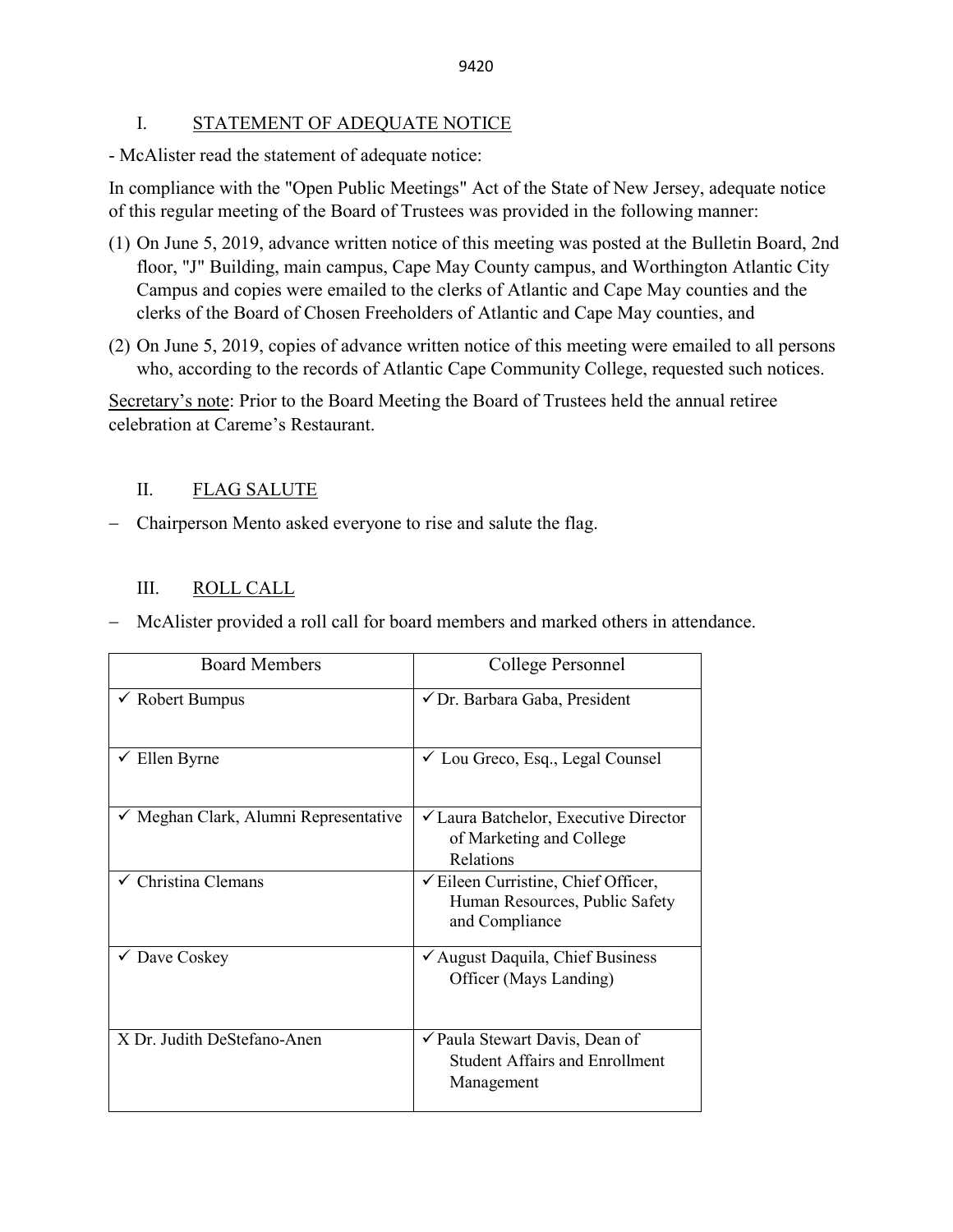## I. STATEMENT OF ADEQUATE NOTICE

- McAlister read the statement of adequate notice:

In compliance with the "Open Public Meetings" Act of the State of New Jersey, adequate notice of this regular meeting of the Board of Trustees was provided in the following manner:

(1) On June 5, 2019, advance written notice of this meeting was posted at the Bulletin Board, 2nd floor, "J" Building, main campus, Cape May County campus, and Worthington Atlantic City Campus and copies were emailed to the clerks of Atlantic and Cape May counties and the clerks of the Board of Chosen Freeholders of Atlantic and Cape May counties, and

(2) On June 5, 2019, copies of advance written notice of this meeting were emailed to all persons who, according to the records of Atlantic Cape Community College, requested such notices.

Secretary's note: Prior to the Board Meeting the Board of Trustees held the annual retiree celebration at Careme's Restaurant.

## II. FLAG SALUTE

- Chairperson Mento asked everyone to rise and salute the flag.

## III. ROLL CALL

- McAlister provided a roll call for board members and marked others in attendance.

| Board Members | College Personnel |
|---|---|
| ✓ Robert Bumpus | ✓ Dr. Barbara Gaba, President |
| ✓ Ellen Byrne | ✓ Lou Greco, Esq., Legal Counsel |
| ✓ Meghan Clark, Alumni Representative | ✓ Laura Batchelor, Executive Director of Marketing and College Relations |
| ✓ Christina Clemans | ✓ Eileen Curristine, Chief Officer, Human Resources, Public Safety and Compliance |
| ✓ Dave Coskey | ✓ August Daquila, Chief Business Officer (Mays Landing) |
| X Dr. Judith DeStefano-Anen | ✓ Paula Stewart Davis, Dean of Student Affairs and Enrollment Management |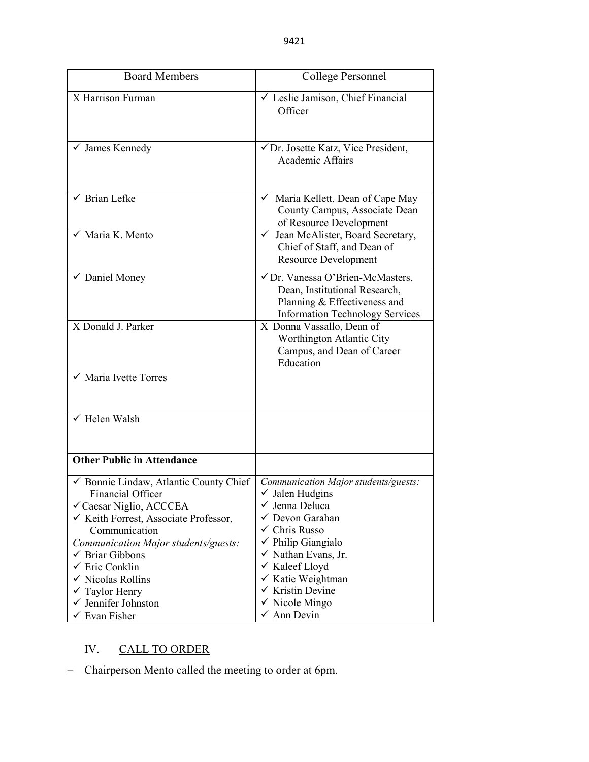| Board Members | College Personnel |
|---|---|
| X Harrison Furman | ✓ Leslie Jamison, Chief Financial Officer |
| ✓ James Kennedy | ✓ Dr. Josette Katz, Vice President, Academic Affairs |
| ✓ Brian Lefke | ✓ Maria Kellett, Dean of Cape May County Campus, Associate Dean of Resource Development |
| ✓ Maria K. Mento | ✓ Jean McAlister, Board Secretary, Chief of Staff, and Dean of Resource Development |
| ✓ Daniel Money | ✓ Dr. Vanessa O'Brien-McMasters, Dean, Institutional Research, Planning & Effectiveness and Information Technology Services |
| X Donald J. Parker | X Donna Vassallo, Dean of Worthington Atlantic City Campus, and Dean of Career Education |
| ✓ Maria Ivette Torres | |
| ✓ Helen Walsh | |
| **Other Public in Attendance** | |
| ✓ Bonnie Lindaw, Atlantic County Chief Financial Officer<br>✓ Caesar Niglio, ACCCEA<br>✓ Keith Forrest, Associate Professor, Communication<br>*Communication Major students/guests:*<br>✓ Briar Gibbons<br>✓ Eric Conklin<br>✓ Nicolas Rollins<br>✓ Taylor Henry<br>✓ Jennifer Johnston<br>✓ Evan Fisher | *Communication Major students/guests:*<br>✓ Jalen Hudgins<br>✓ Jenna Deluca<br>✓ Devon Garahan<br>✓ Chris Russo<br>✓ Philip Giangialo<br>✓ Nathan Evans, Jr.<br>✓ Kaleef Lloyd<br>✓ Katie Weightman<br>✓ Kristin Devine<br>✓ Nicole Mingo<br>✓ Ann Devin |

## IV. CALL TO ORDER

– Chairperson Mento called the meeting to order at 6pm.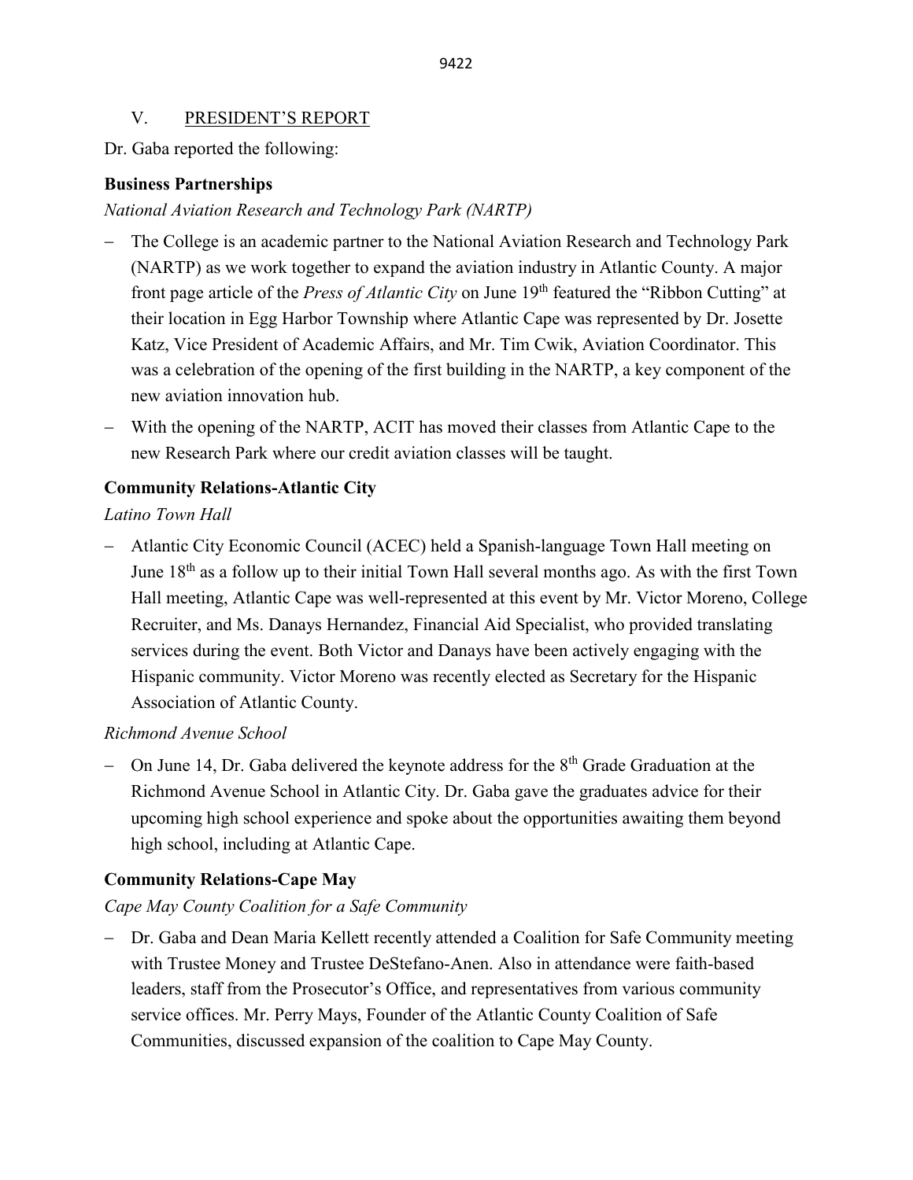## V. PRESIDENT'S REPORT

Dr. Gaba reported the following:

### Business Partnerships

*National Aviation Research and Technology Park (NARTP)*

- The College is an academic partner to the National Aviation Research and Technology Park (NARTP) as we work together to expand the aviation industry in Atlantic County. A major front page article of the *Press of Atlantic City* on June 19th featured the "Ribbon Cutting" at their location in Egg Harbor Township where Atlantic Cape was represented by Dr. Josette Katz, Vice President of Academic Affairs, and Mr. Tim Cwik, Aviation Coordinator. This was a celebration of the opening of the first building in the NARTP, a key component of the new aviation innovation hub.
- With the opening of the NARTP, ACIT has moved their classes from Atlantic Cape to the new Research Park where our credit aviation classes will be taught.

### Community Relations-Atlantic City

*Latino Town Hall*

- Atlantic City Economic Council (ACEC) held a Spanish-language Town Hall meeting on June 18th as a follow up to their initial Town Hall several months ago. As with the first Town Hall meeting, Atlantic Cape was well-represented at this event by Mr. Victor Moreno, College Recruiter, and Ms. Danays Hernandez, Financial Aid Specialist, who provided translating services during the event. Both Victor and Danays have been actively engaging with the Hispanic community. Victor Moreno was recently elected as Secretary for the Hispanic Association of Atlantic County.

*Richmond Avenue School*

- On June 14, Dr. Gaba delivered the keynote address for the 8th Grade Graduation at the Richmond Avenue School in Atlantic City. Dr. Gaba gave the graduates advice for their upcoming high school experience and spoke about the opportunities awaiting them beyond high school, including at Atlantic Cape.

### Community Relations-Cape May

*Cape May County Coalition for a Safe Community*

- Dr. Gaba and Dean Maria Kellett recently attended a Coalition for Safe Community meeting with Trustee Money and Trustee DeStefano-Anen. Also in attendance were faith-based leaders, staff from the Prosecutor's Office, and representatives from various community service offices. Mr. Perry Mays, Founder of the Atlantic County Coalition of Safe Communities, discussed expansion of the coalition to Cape May County.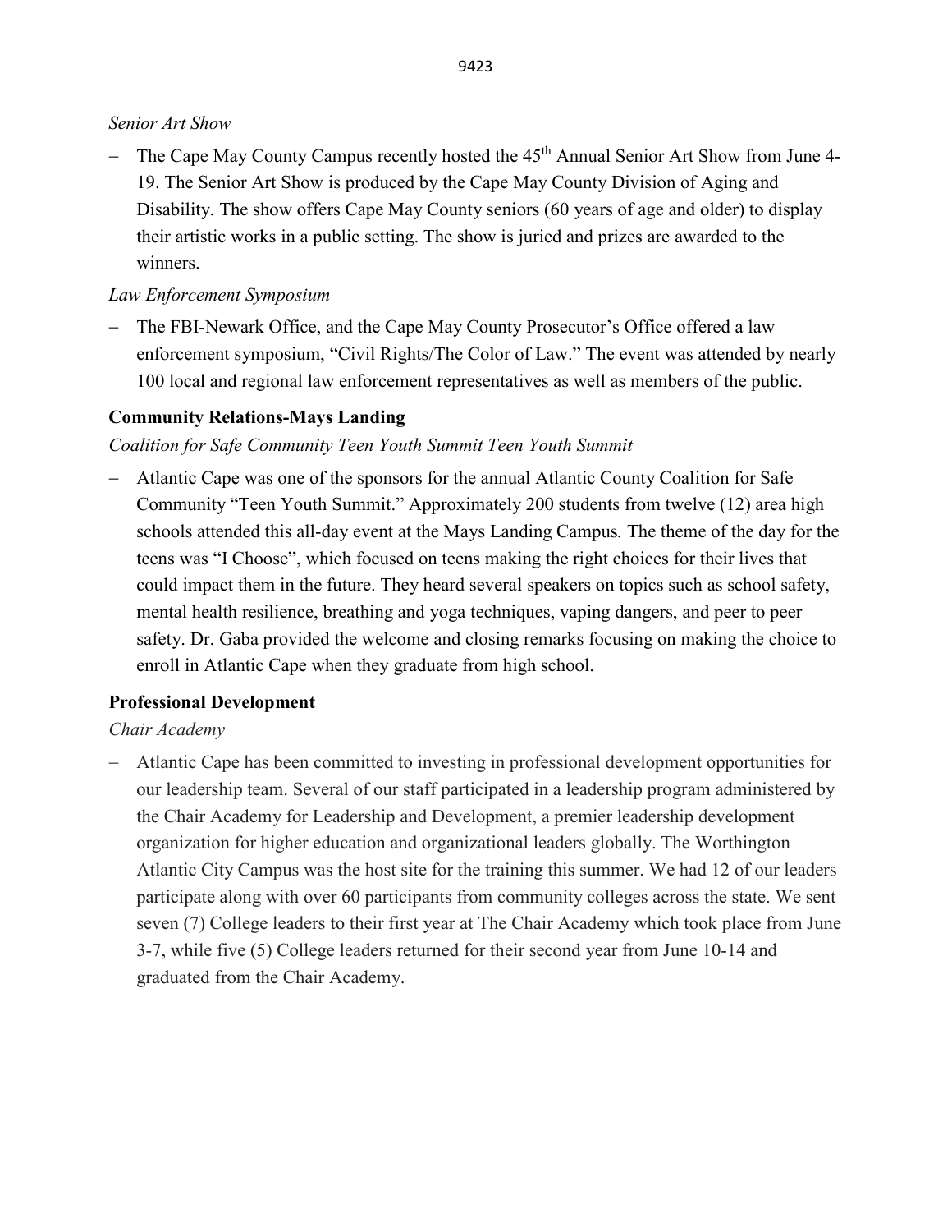*Senior Art Show*

- The Cape May County Campus recently hosted the 45th Annual Senior Art Show from June 4-19. The Senior Art Show is produced by the Cape May County Division of Aging and Disability. The show offers Cape May County seniors (60 years of age and older) to display their artistic works in a public setting. The show is juried and prizes are awarded to the winners.

*Law Enforcement Symposium*

- The FBI-Newark Office, and the Cape May County Prosecutor's Office offered a law enforcement symposium, "Civil Rights/The Color of Law." The event was attended by nearly 100 local and regional law enforcement representatives as well as members of the public.

**Community Relations-Mays Landing**

*Coalition for Safe Community Teen Youth Summit Teen Youth Summit*

- Atlantic Cape was one of the sponsors for the annual Atlantic County Coalition for Safe Community "Teen Youth Summit." Approximately 200 students from twelve (12) area high schools attended this all-day event at the Mays Landing Campus. The theme of the day for the teens was "I Choose", which focused on teens making the right choices for their lives that could impact them in the future. They heard several speakers on topics such as school safety, mental health resilience, breathing and yoga techniques, vaping dangers, and peer to peer safety. Dr. Gaba provided the welcome and closing remarks focusing on making the choice to enroll in Atlantic Cape when they graduate from high school.

**Professional Development**

*Chair Academy*

- Atlantic Cape has been committed to investing in professional development opportunities for our leadership team. Several of our staff participated in a leadership program administered by the Chair Academy for Leadership and Development, a premier leadership development organization for higher education and organizational leaders globally. The Worthington Atlantic City Campus was the host site for the training this summer. We had 12 of our leaders participate along with over 60 participants from community colleges across the state. We sent seven (7) College leaders to their first year at The Chair Academy which took place from June 3-7, while five (5) College leaders returned for their second year from June 10-14 and graduated from the Chair Academy.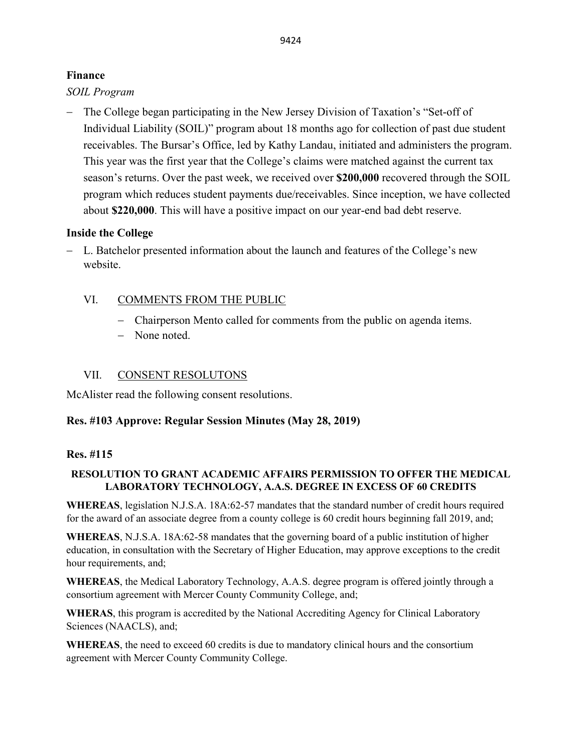## Finance

*SOIL Program*

- The College began participating in the New Jersey Division of Taxation's "Set-off of Individual Liability (SOIL)" program about 18 months ago for collection of past due student receivables. The Bursar's Office, led by Kathy Landau, initiated and administers the program. This year was the first year that the College's claims were matched against the current tax season's returns. Over the past week, we received over **$200,000** recovered through the SOIL program which reduces student payments due/receivables. Since inception, we have collected about **$220,000**. This will have a positive impact on our year-end bad debt reserve.

## Inside the College

- L. Batchelor presented information about the launch and features of the College's new website.

### VI. COMMENTS FROM THE PUBLIC

- Chairperson Mento called for comments from the public on agenda items.
- None noted.

### VII. CONSENT RESOLUTONS

McAlister read the following consent resolutions.

**Res. #103 Approve: Regular Session Minutes (May 28, 2019)**

**Res. #115**

**RESOLUTION TO GRANT ACADEMIC AFFAIRS PERMISSION TO OFFER THE MEDICAL LABORATORY TECHNOLOGY, A.A.S. DEGREE IN EXCESS OF 60 CREDITS**

**WHEREAS**, legislation N.J.S.A. 18A:62-57 mandates that the standard number of credit hours required for the award of an associate degree from a county college is 60 credit hours beginning fall 2019, and;

**WHEREAS**, N.J.S.A. 18A:62-58 mandates that the governing board of a public institution of higher education, in consultation with the Secretary of Higher Education, may approve exceptions to the credit hour requirements, and;

**WHEREAS**, the Medical Laboratory Technology, A.A.S. degree program is offered jointly through a consortium agreement with Mercer County Community College, and;

**WHERAS**, this program is accredited by the National Accrediting Agency for Clinical Laboratory Sciences (NAACLS), and;

**WHEREAS**, the need to exceed 60 credits is due to mandatory clinical hours and the consortium agreement with Mercer County Community College.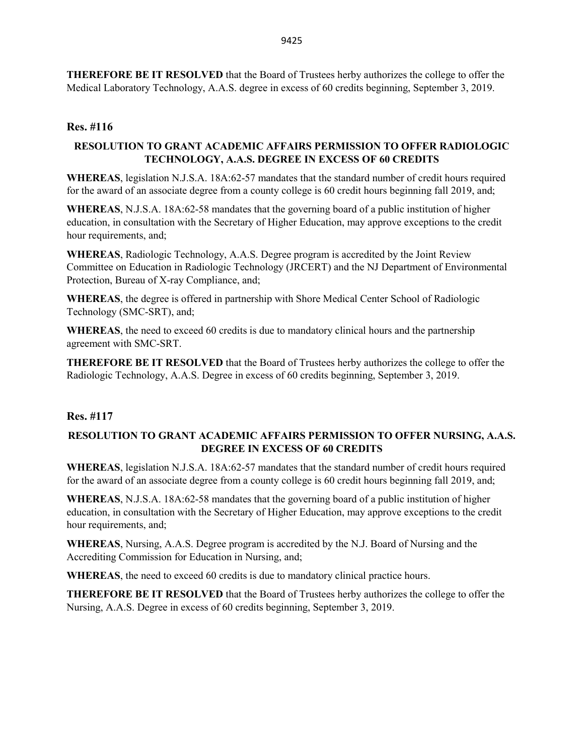**THEREFORE BE IT RESOLVED** that the Board of Trustees herby authorizes the college to offer the Medical Laboratory Technology, A.A.S. degree in excess of 60 credits beginning, September 3, 2019.

### Res. #116

#### RESOLUTION TO GRANT ACADEMIC AFFAIRS PERMISSION TO OFFER RADIOLOGIC TECHNOLOGY, A.A.S. DEGREE IN EXCESS OF 60 CREDITS

**WHEREAS**, legislation N.J.S.A. 18A:62-57 mandates that the standard number of credit hours required for the award of an associate degree from a county college is 60 credit hours beginning fall 2019, and;

**WHEREAS**, N.J.S.A. 18A:62-58 mandates that the governing board of a public institution of higher education, in consultation with the Secretary of Higher Education, may approve exceptions to the credit hour requirements, and;

**WHEREAS**, Radiologic Technology, A.A.S. Degree program is accredited by the Joint Review Committee on Education in Radiologic Technology (JRCERT) and the NJ Department of Environmental Protection, Bureau of X-ray Compliance, and;

**WHEREAS**, the degree is offered in partnership with Shore Medical Center School of Radiologic Technology (SMC-SRT), and;

**WHEREAS**, the need to exceed 60 credits is due to mandatory clinical hours and the partnership agreement with SMC-SRT.

**THEREFORE BE IT RESOLVED** that the Board of Trustees herby authorizes the college to offer the Radiologic Technology, A.A.S. Degree in excess of 60 credits beginning, September 3, 2019.

### Res. #117

#### RESOLUTION TO GRANT ACADEMIC AFFAIRS PERMISSION TO OFFER NURSING, A.A.S. DEGREE IN EXCESS OF 60 CREDITS

**WHEREAS**, legislation N.J.S.A. 18A:62-57 mandates that the standard number of credit hours required for the award of an associate degree from a county college is 60 credit hours beginning fall 2019, and;

**WHEREAS**, N.J.S.A. 18A:62-58 mandates that the governing board of a public institution of higher education, in consultation with the Secretary of Higher Education, may approve exceptions to the credit hour requirements, and;

**WHEREAS**, Nursing, A.A.S. Degree program is accredited by the N.J. Board of Nursing and the Accrediting Commission for Education in Nursing, and;

**WHEREAS**, the need to exceed 60 credits is due to mandatory clinical practice hours.

**THEREFORE BE IT RESOLVED** that the Board of Trustees herby authorizes the college to offer the Nursing, A.A.S. Degree in excess of 60 credits beginning, September 3, 2019.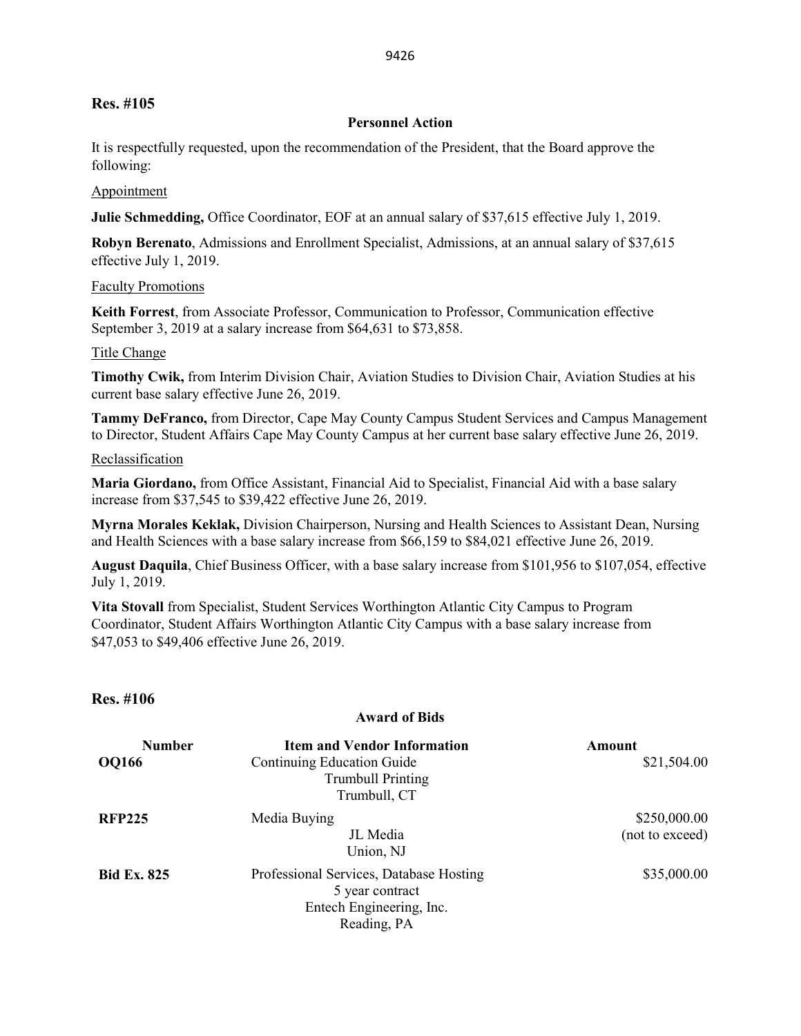## Res. #105

**Personnel Action**

It is respectfully requested, upon the recommendation of the President, that the Board approve the following:

Appointment

**Julie Schmedding,** Office Coordinator, EOF at an annual salary of $37,615 effective July 1, 2019.

**Robyn Berenato**, Admissions and Enrollment Specialist, Admissions, at an annual salary of $37,615 effective July 1, 2019.

Faculty Promotions

**Keith Forrest**, from Associate Professor, Communication to Professor, Communication effective September 3, 2019 at a salary increase from $64,631 to $73,858.

Title Change

**Timothy Cwik,** from Interim Division Chair, Aviation Studies to Division Chair, Aviation Studies at his current base salary effective June 26, 2019.

**Tammy DeFranco,** from Director, Cape May County Campus Student Services and Campus Management to Director, Student Affairs Cape May County Campus at her current base salary effective June 26, 2019.

Reclassification

**Maria Giordano,** from Office Assistant, Financial Aid to Specialist, Financial Aid with a base salary increase from $37,545 to $39,422 effective June 26, 2019.

**Myrna Morales Keklak,** Division Chairperson, Nursing and Health Sciences to Assistant Dean, Nursing and Health Sciences with a base salary increase from $66,159 to $84,021 effective June 26, 2019.

**August Daquila**, Chief Business Officer, with a base salary increase from $101,956 to $107,054, effective July 1, 2019.

**Vita Stovall** from Specialist, Student Services Worthington Atlantic City Campus to Program Coordinator, Student Affairs Worthington Atlantic City Campus with a base salary increase from $47,053 to $49,406 effective June 26, 2019.

## Res. #106

**Award of Bids**

| Number | Item and Vendor Information | Amount |
|---|---|---|
| **OQ166** | Continuing Education Guide<br>Trumbull Printing<br>Trumbull, CT | $21,504.00 |
| **RFP225** | Media Buying<br>JL Media<br>Union, NJ | $250,000.00<br>(not to exceed) |
| **Bid Ex. 825** | Professional Services, Database Hosting<br>5 year contract<br>Entech Engineering, Inc.<br>Reading, PA | $35,000.00 |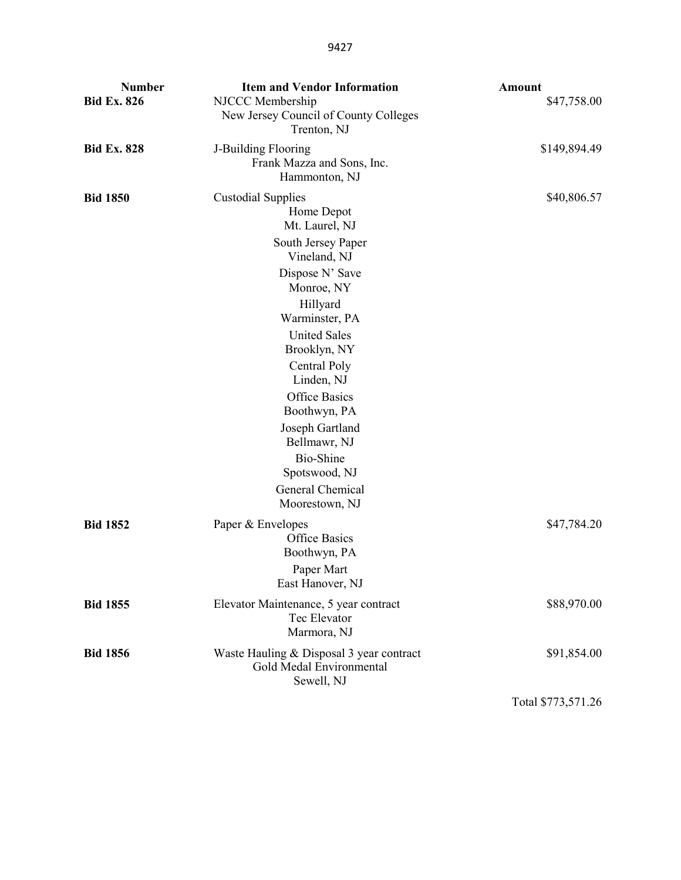| Number | Item and Vendor Information | Amount |
|---|---|---|
| **Bid Ex. 826** | NJCCC Membership<br>New Jersey Council of County Colleges<br>Trenton, NJ | $47,758.00 |
| **Bid Ex. 828** | J-Building Flooring<br>Frank Mazza and Sons, Inc.<br>Hammonton, NJ | $149,894.49 |
| **Bid 1850** | Custodial Supplies<br>Home Depot<br>Mt. Laurel, NJ<br>South Jersey Paper<br>Vineland, NJ<br>Dispose N' Save<br>Monroe, NY<br>Hillyard<br>Warminster, PA<br>United Sales<br>Brooklyn, NY<br>Central Poly<br>Linden, NJ<br>Office Basics<br>Boothwyn, PA<br>Joseph Gartland<br>Bellmawr, NJ<br>Bio-Shine<br>Spotswood, NJ<br>General Chemical<br>Moorestown, NJ | $40,806.57 |
| **Bid 1852** | Paper & Envelopes<br>Office Basics<br>Boothwyn, PA<br>Paper Mart<br>East Hanover, NJ | $47,784.20 |
| **Bid 1855** | Elevator Maintenance, 5 year contract<br>Tec Elevator<br>Marmora, NJ | $88,970.00 |
| **Bid 1856** | Waste Hauling & Disposal 3 year contract<br>Gold Medal Environmental<br>Sewell, NJ | $91,854.00 |
| | | Total $773,571.26 |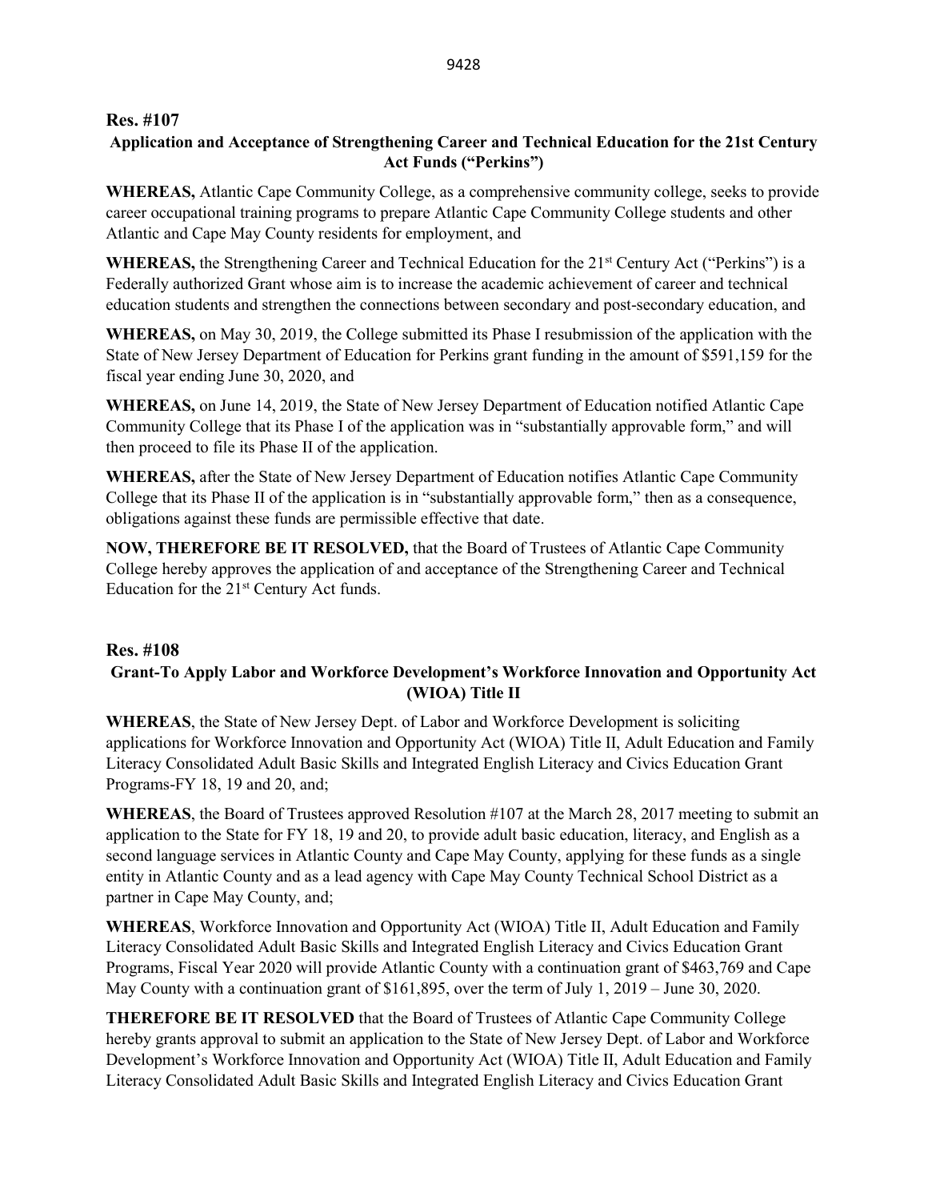## Res. #107

### Application and Acceptance of Strengthening Career and Technical Education for the 21st Century Act Funds ("Perkins")

**WHEREAS,** Atlantic Cape Community College, as a comprehensive community college, seeks to provide career occupational training programs to prepare Atlantic Cape Community College students and other Atlantic and Cape May County residents for employment, and

**WHEREAS,** the Strengthening Career and Technical Education for the 21st Century Act ("Perkins") is a Federally authorized Grant whose aim is to increase the academic achievement of career and technical education students and strengthen the connections between secondary and post-secondary education, and

**WHEREAS,** on May 30, 2019, the College submitted its Phase I resubmission of the application with the State of New Jersey Department of Education for Perkins grant funding in the amount of $591,159 for the fiscal year ending June 30, 2020, and

**WHEREAS,** on June 14, 2019, the State of New Jersey Department of Education notified Atlantic Cape Community College that its Phase I of the application was in "substantially approvable form," and will then proceed to file its Phase II of the application.

**WHEREAS,** after the State of New Jersey Department of Education notifies Atlantic Cape Community College that its Phase II of the application is in "substantially approvable form," then as a consequence, obligations against these funds are permissible effective that date.

**NOW, THEREFORE BE IT RESOLVED,** that the Board of Trustees of Atlantic Cape Community College hereby approves the application of and acceptance of the Strengthening Career and Technical Education for the 21st Century Act funds.

## Res. #108

### Grant-To Apply Labor and Workforce Development's Workforce Innovation and Opportunity Act (WIOA) Title II

**WHEREAS**, the State of New Jersey Dept. of Labor and Workforce Development is soliciting applications for Workforce Innovation and Opportunity Act (WIOA) Title II, Adult Education and Family Literacy Consolidated Adult Basic Skills and Integrated English Literacy and Civics Education Grant Programs-FY 18, 19 and 20, and;

**WHEREAS**, the Board of Trustees approved Resolution #107 at the March 28, 2017 meeting to submit an application to the State for FY 18, 19 and 20, to provide adult basic education, literacy, and English as a second language services in Atlantic County and Cape May County, applying for these funds as a single entity in Atlantic County and as a lead agency with Cape May County Technical School District as a partner in Cape May County, and;

**WHEREAS**, Workforce Innovation and Opportunity Act (WIOA) Title II, Adult Education and Family Literacy Consolidated Adult Basic Skills and Integrated English Literacy and Civics Education Grant Programs, Fiscal Year 2020 will provide Atlantic County with a continuation grant of $463,769 and Cape May County with a continuation grant of $161,895, over the term of July 1, 2019 – June 30, 2020.

**THEREFORE BE IT RESOLVED** that the Board of Trustees of Atlantic Cape Community College hereby grants approval to submit an application to the State of New Jersey Dept. of Labor and Workforce Development's Workforce Innovation and Opportunity Act (WIOA) Title II, Adult Education and Family Literacy Consolidated Adult Basic Skills and Integrated English Literacy and Civics Education Grant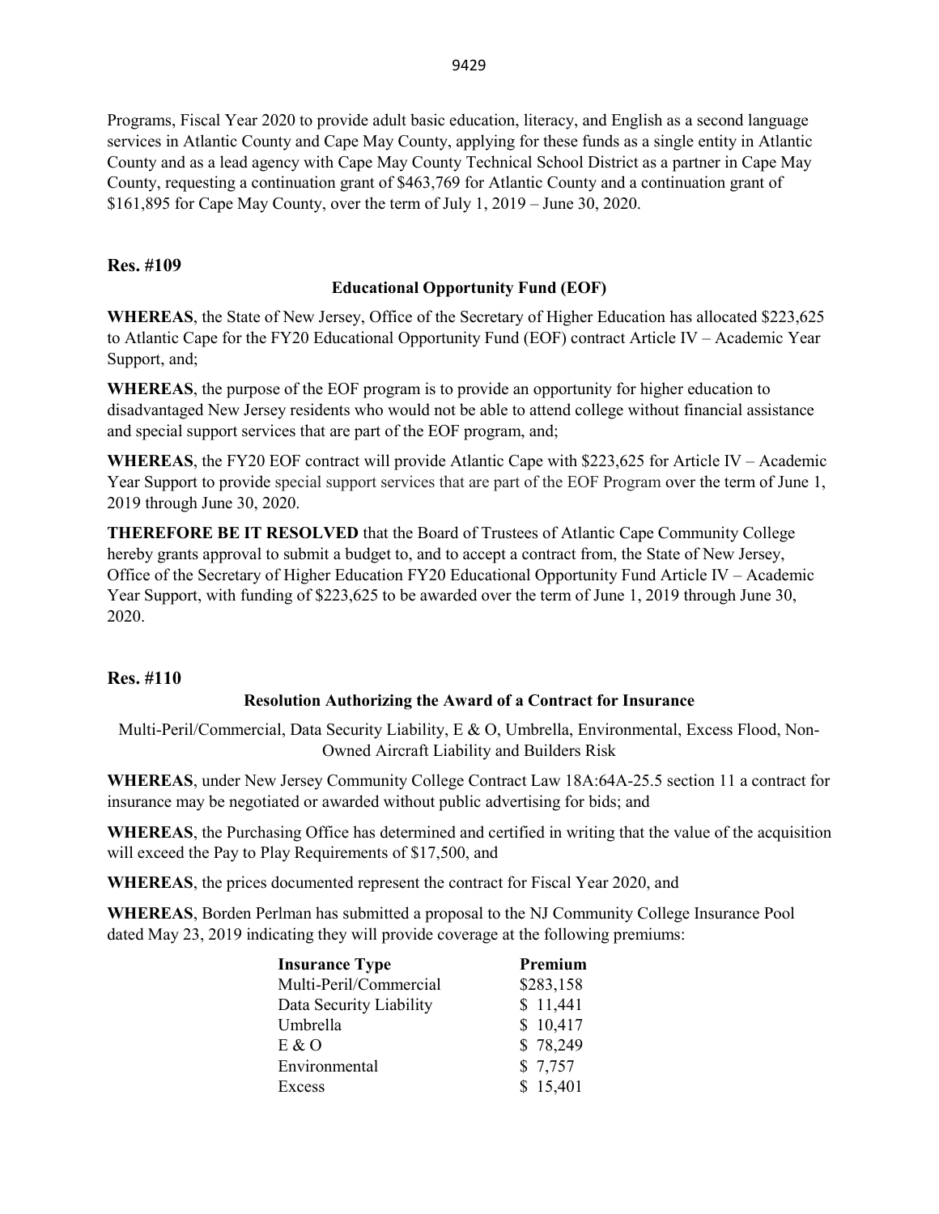Programs, Fiscal Year 2020 to provide adult basic education, literacy, and English as a second language services in Atlantic County and Cape May County, applying for these funds as a single entity in Atlantic County and as a lead agency with Cape May County Technical School District as a partner in Cape May County, requesting a continuation grant of $463,769 for Atlantic County and a continuation grant of $161,895 for Cape May County, over the term of July 1, 2019 – June 30, 2020.

**Res. #109**

**Educational Opportunity Fund (EOF)**

**WHEREAS**, the State of New Jersey, Office of the Secretary of Higher Education has allocated $223,625 to Atlantic Cape for the FY20 Educational Opportunity Fund (EOF) contract Article IV – Academic Year Support, and;

**WHEREAS**, the purpose of the EOF program is to provide an opportunity for higher education to disadvantaged New Jersey residents who would not be able to attend college without financial assistance and special support services that are part of the EOF program, and;

**WHEREAS**, the FY20 EOF contract will provide Atlantic Cape with $223,625 for Article IV – Academic Year Support to provide special support services that are part of the EOF Program over the term of June 1, 2019 through June 30, 2020.

**THEREFORE BE IT RESOLVED** that the Board of Trustees of Atlantic Cape Community College hereby grants approval to submit a budget to, and to accept a contract from, the State of New Jersey, Office of the Secretary of Higher Education FY20 Educational Opportunity Fund Article IV – Academic Year Support, with funding of $223,625 to be awarded over the term of June 1, 2019 through June 30, 2020.

**Res. #110**

**Resolution Authorizing the Award of a Contract for Insurance**

Multi-Peril/Commercial, Data Security Liability, E & O, Umbrella, Environmental, Excess Flood, Non-Owned Aircraft Liability and Builders Risk

**WHEREAS**, under New Jersey Community College Contract Law 18A:64A-25.5 section 11 a contract for insurance may be negotiated or awarded without public advertising for bids; and

**WHEREAS**, the Purchasing Office has determined and certified in writing that the value of the acquisition will exceed the Pay to Play Requirements of $17,500, and

**WHEREAS**, the prices documented represent the contract for Fiscal Year 2020, and

**WHEREAS**, Borden Perlman has submitted a proposal to the NJ Community College Insurance Pool dated May 23, 2019 indicating they will provide coverage at the following premiums:

| Insurance Type | Premium |
|---|---|
| Multi-Peril/Commercial | $283,158 |
| Data Security Liability | $ 11,441 |
| Umbrella | $ 10,417 |
| E & O | $ 78,249 |
| Environmental | $ 7,757 |
| Excess | $ 15,401 |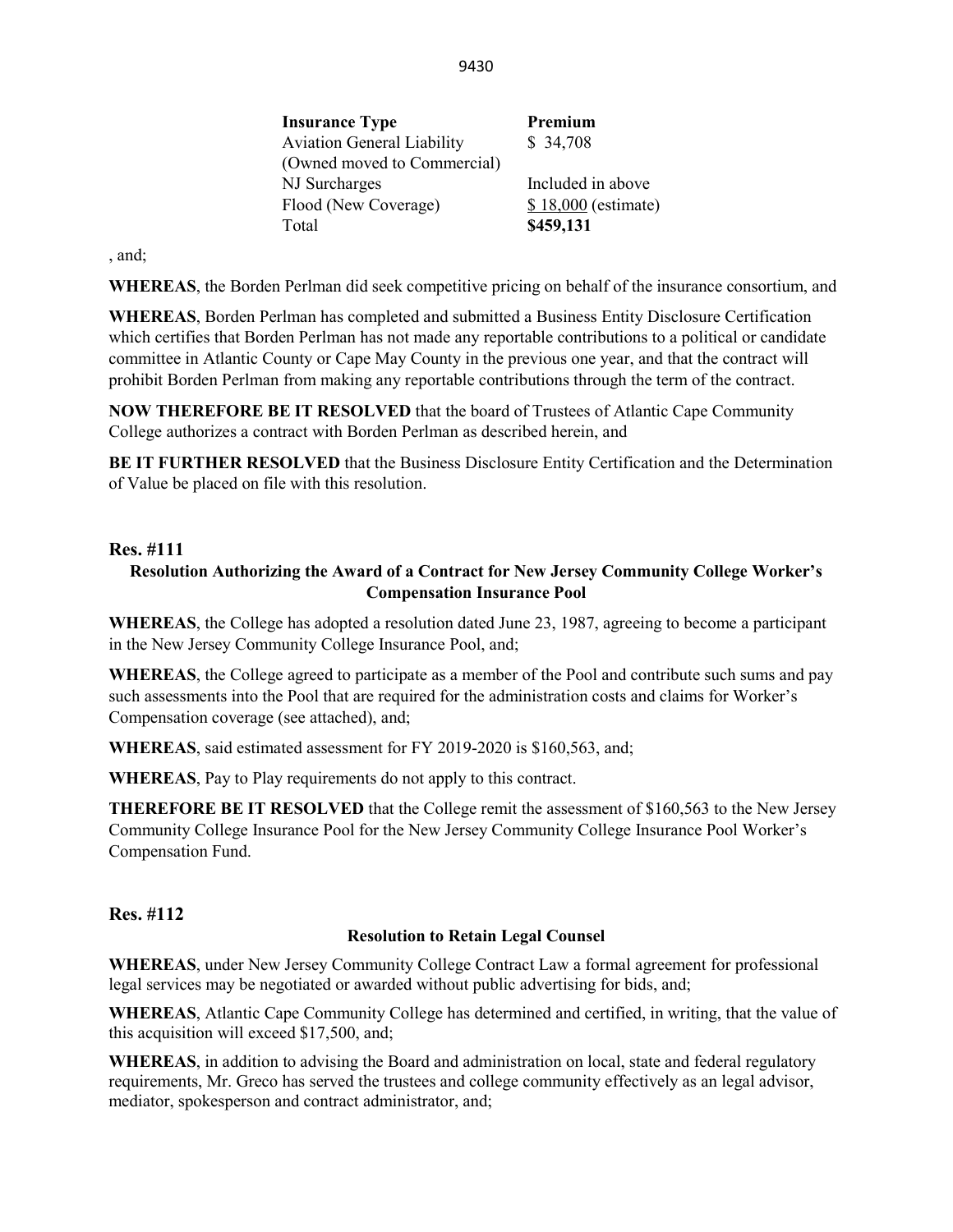| Insurance Type | Premium |
|---|---|
| Aviation General Liability (Owned moved to Commercial) | $ 34,708 |
| NJ Surcharges | Included in above |
| Flood (New Coverage) | $ 18,000 (estimate) |
| Total | **$459,131** |

, and;

**WHEREAS**, the Borden Perlman did seek competitive pricing on behalf of the insurance consortium, and

**WHEREAS**, Borden Perlman has completed and submitted a Business Entity Disclosure Certification which certifies that Borden Perlman has not made any reportable contributions to a political or candidate committee in Atlantic County or Cape May County in the previous one year, and that the contract will prohibit Borden Perlman from making any reportable contributions through the term of the contract.

**NOW THEREFORE BE IT RESOLVED** that the board of Trustees of Atlantic Cape Community College authorizes a contract with Borden Perlman as described herein, and

**BE IT FURTHER RESOLVED** that the Business Disclosure Entity Certification and the Determination of Value be placed on file with this resolution.

## Res. #111

### Resolution Authorizing the Award of a Contract for New Jersey Community College Worker's Compensation Insurance Pool

**WHEREAS**, the College has adopted a resolution dated June 23, 1987, agreeing to become a participant in the New Jersey Community College Insurance Pool, and;

**WHEREAS**, the College agreed to participate as a member of the Pool and contribute such sums and pay such assessments into the Pool that are required for the administration costs and claims for Worker's Compensation coverage (see attached), and;

**WHEREAS**, said estimated assessment for FY 2019-2020 is $160,563, and;

**WHEREAS**, Pay to Play requirements do not apply to this contract.

**THEREFORE BE IT RESOLVED** that the College remit the assessment of $160,563 to the New Jersey Community College Insurance Pool for the New Jersey Community College Insurance Pool Worker's Compensation Fund.

## Res. #112

### Resolution to Retain Legal Counsel

**WHEREAS**, under New Jersey Community College Contract Law a formal agreement for professional legal services may be negotiated or awarded without public advertising for bids, and;

**WHEREAS**, Atlantic Cape Community College has determined and certified, in writing, that the value of this acquisition will exceed $17,500, and;

**WHEREAS**, in addition to advising the Board and administration on local, state and federal regulatory requirements, Mr. Greco has served the trustees and college community effectively as an legal advisor, mediator, spokesperson and contract administrator, and;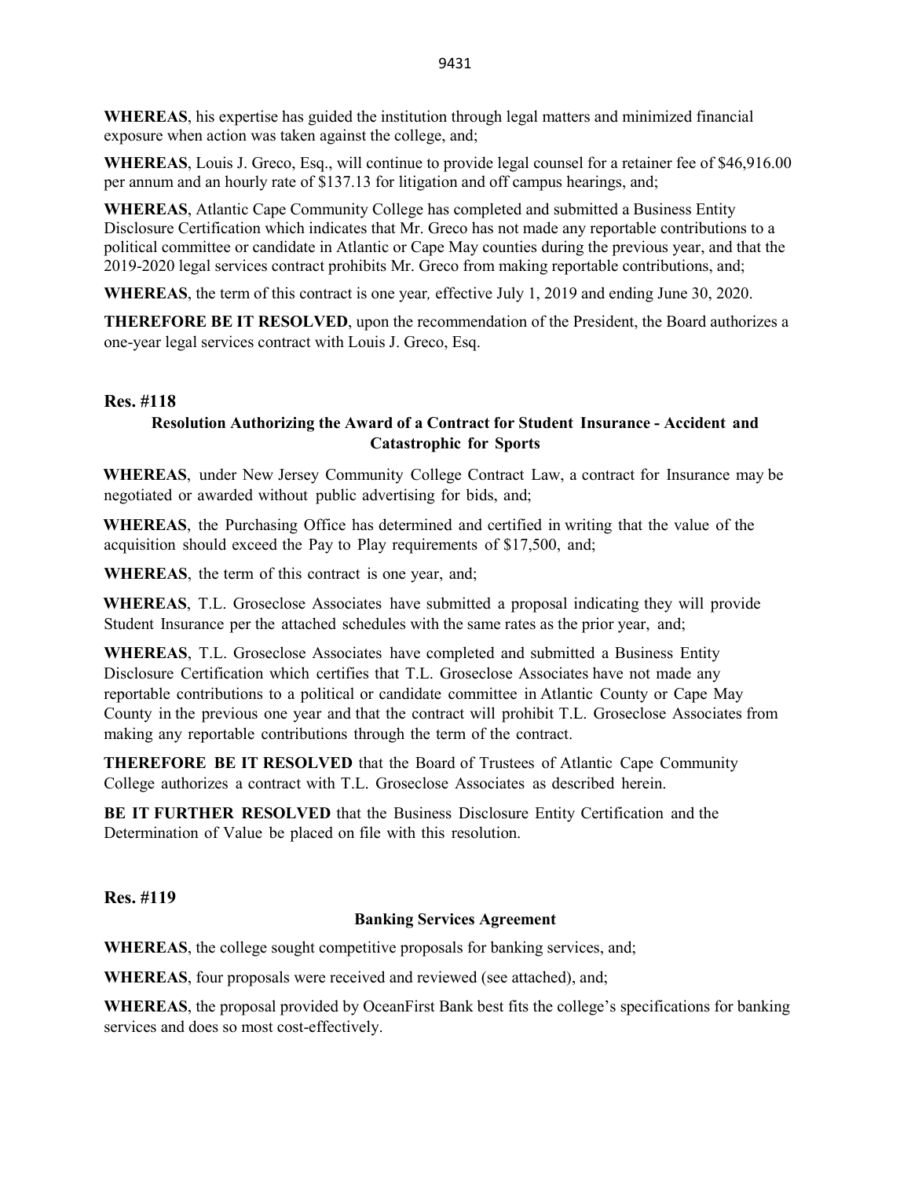**WHEREAS**, his expertise has guided the institution through legal matters and minimized financial exposure when action was taken against the college, and;

**WHEREAS**, Louis J. Greco, Esq., will continue to provide legal counsel for a retainer fee of $46,916.00 per annum and an hourly rate of $137.13 for litigation and off campus hearings, and;

**WHEREAS**, Atlantic Cape Community College has completed and submitted a Business Entity Disclosure Certification which indicates that Mr. Greco has not made any reportable contributions to a political committee or candidate in Atlantic or Cape May counties during the previous year, and that the 2019-2020 legal services contract prohibits Mr. Greco from making reportable contributions, and;

**WHEREAS**, the term of this contract is one year*,* effective July 1, 2019 and ending June 30, 2020.

**THEREFORE BE IT RESOLVED**, upon the recommendation of the President, the Board authorizes a one-year legal services contract with Louis J. Greco, Esq.

**Res. #118**

**Resolution Authorizing the Award of a Contract for Student Insurance - Accident and Catastrophic for Sports**

**WHEREAS**, under New Jersey Community College Contract Law, a contract for Insurance may be negotiated or awarded without public advertising for bids, and;

**WHEREAS**, the Purchasing Office has determined and certified in writing that the value of the acquisition should exceed the Pay to Play requirements of $17,500, and;

**WHEREAS**, the term of this contract is one year, and;

**WHEREAS**, T.L. Groseclose Associates have submitted a proposal indicating they will provide Student Insurance per the attached schedules with the same rates as the prior year, and;

**WHEREAS**, T.L. Groseclose Associates have completed and submitted a Business Entity Disclosure Certification which certifies that T.L. Groseclose Associates have not made any reportable contributions to a political or candidate committee in Atlantic County or Cape May County in the previous one year and that the contract will prohibit T.L. Groseclose Associates from making any reportable contributions through the term of the contract.

**THEREFORE BE IT RESOLVED** that the Board of Trustees of Atlantic Cape Community College authorizes a contract with T.L. Groseclose Associates as described herein.

**BE IT FURTHER RESOLVED** that the Business Disclosure Entity Certification and the Determination of Value be placed on file with this resolution.

**Res. #119**

**Banking Services Agreement**

**WHEREAS**, the college sought competitive proposals for banking services, and;

**WHEREAS**, four proposals were received and reviewed (see attached), and;

**WHEREAS**, the proposal provided by OceanFirst Bank best fits the college's specifications for banking services and does so most cost-effectively.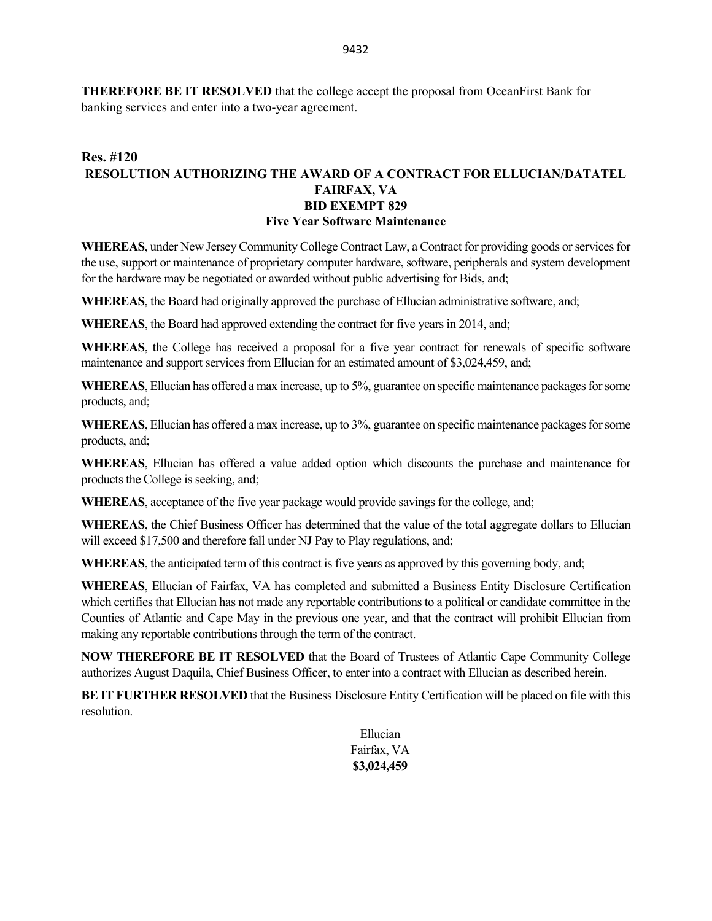**THEREFORE BE IT RESOLVED** that the college accept the proposal from OceanFirst Bank for banking services and enter into a two-year agreement.

## Res. #120

### RESOLUTION AUTHORIZING THE AWARD OF A CONTRACT FOR ELLUCIAN/DATATEL FAIRFAX, VA BID EXEMPT 829

**Five Year Software Maintenance**

**WHEREAS**, under New Jersey Community College Contract Law, a Contract for providing goods or services for the use, support or maintenance of proprietary computer hardware, software, peripherals and system development for the hardware may be negotiated or awarded without public advertising for Bids, and;

**WHEREAS**, the Board had originally approved the purchase of Ellucian administrative software, and;

**WHEREAS**, the Board had approved extending the contract for five years in 2014, and;

**WHEREAS**, the College has received a proposal for a five year contract for renewals of specific software maintenance and support services from Ellucian for an estimated amount of $3,024,459, and;

**WHEREAS**, Ellucian has offered a max increase, up to 5%, guarantee on specific maintenance packages for some products, and;

**WHEREAS**, Ellucian has offered a max increase, up to 3%, guarantee on specific maintenance packages for some products, and;

**WHEREAS**, Ellucian has offered a value added option which discounts the purchase and maintenance for products the College is seeking, and;

**WHEREAS**, acceptance of the five year package would provide savings for the college, and;

**WHEREAS**, the Chief Business Officer has determined that the value of the total aggregate dollars to Ellucian will exceed $17,500 and therefore fall under NJ Pay to Play regulations, and;

**WHEREAS**, the anticipated term of this contract is five years as approved by this governing body, and;

**WHEREAS**, Ellucian of Fairfax, VA has completed and submitted a Business Entity Disclosure Certification which certifies that Ellucian has not made any reportable contributions to a political or candidate committee in the Counties of Atlantic and Cape May in the previous one year, and that the contract will prohibit Ellucian from making any reportable contributions through the term of the contract.

**NOW THEREFORE BE IT RESOLVED** that the Board of Trustees of Atlantic Cape Community College authorizes August Daquila, Chief Business Officer, to enter into a contract with Ellucian as described herein.

**BE IT FURTHER RESOLVED** that the Business Disclosure Entity Certification will be placed on file with this resolution.

Ellucian
Fairfax, VA
**$3,024,459**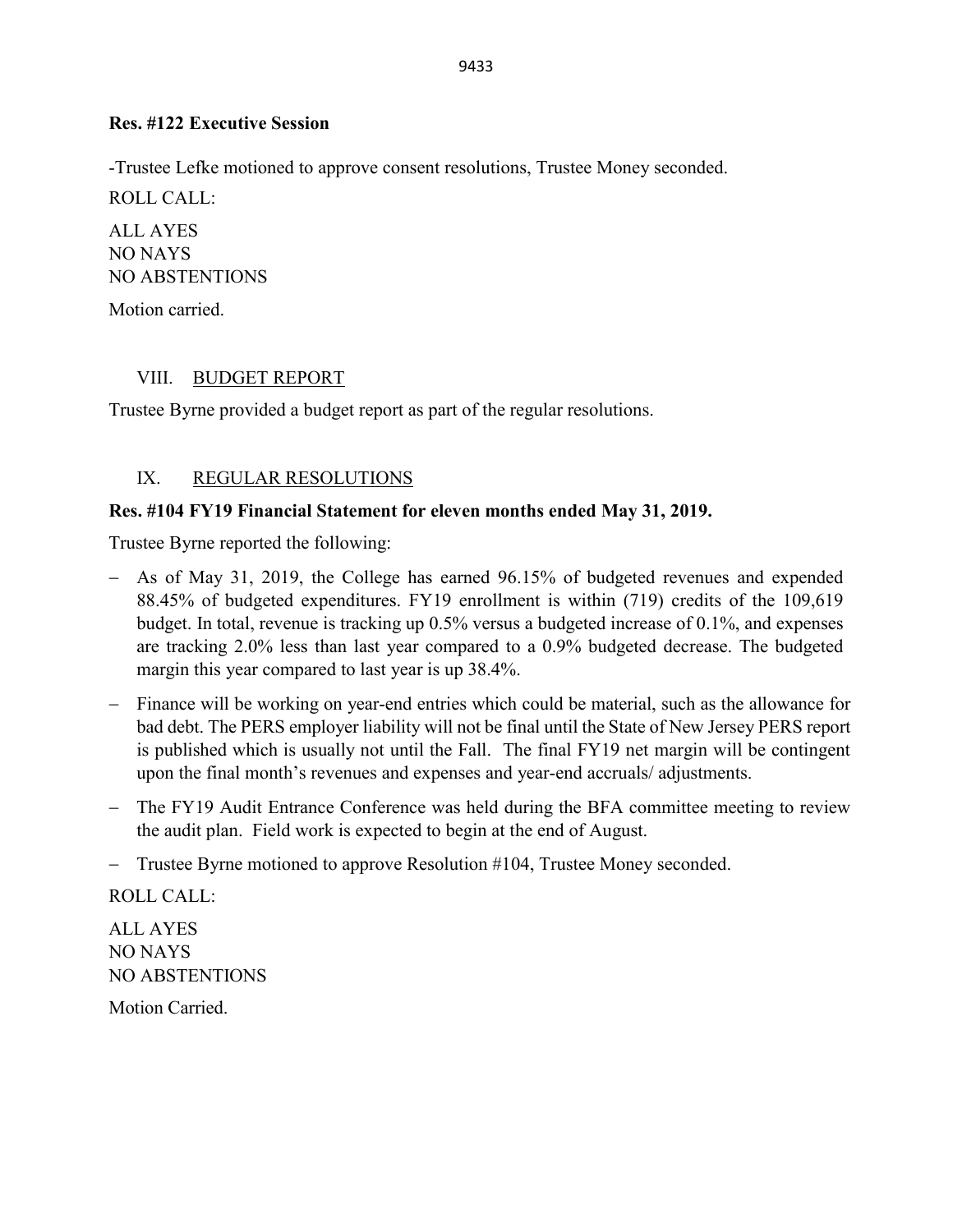**Res. #122 Executive Session**

-Trustee Lefke motioned to approve consent resolutions, Trustee Money seconded.

ROLL CALL:

ALL AYES
NO NAYS
NO ABSTENTIONS

Motion carried.

## VIII. BUDGET REPORT

Trustee Byrne provided a budget report as part of the regular resolutions.

## IX. REGULAR RESOLUTIONS

**Res. #104 FY19 Financial Statement for eleven months ended May 31, 2019.**

Trustee Byrne reported the following:

- As of May 31, 2019, the College has earned 96.15% of budgeted revenues and expended 88.45% of budgeted expenditures. FY19 enrollment is within (719) credits of the 109,619 budget. In total, revenue is tracking up 0.5% versus a budgeted increase of 0.1%, and expenses are tracking 2.0% less than last year compared to a 0.9% budgeted decrease. The budgeted margin this year compared to last year is up 38.4%.
- Finance will be working on year-end entries which could be material, such as the allowance for bad debt. The PERS employer liability will not be final until the State of New Jersey PERS report is published which is usually not until the Fall. The final FY19 net margin will be contingent upon the final month's revenues and expenses and year-end accruals/ adjustments.
- The FY19 Audit Entrance Conference was held during the BFA committee meeting to review the audit plan. Field work is expected to begin at the end of August.
- Trustee Byrne motioned to approve Resolution #104, Trustee Money seconded.

ROLL CALL:

ALL AYES
NO NAYS
NO ABSTENTIONS

Motion Carried.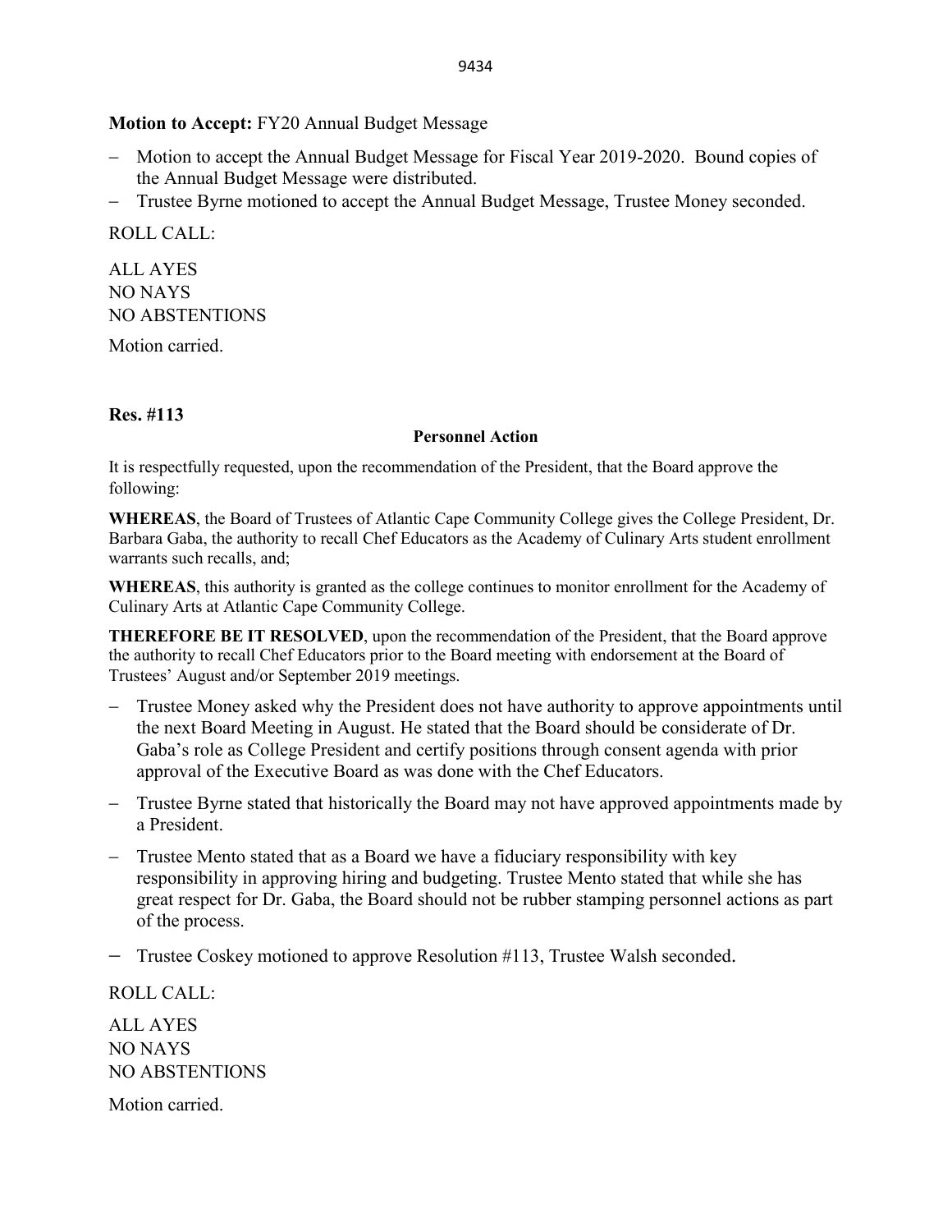**Motion to Accept:** FY20 Annual Budget Message

- Motion to accept the Annual Budget Message for Fiscal Year 2019-2020. Bound copies of the Annual Budget Message were distributed.
- Trustee Byrne motioned to accept the Annual Budget Message, Trustee Money seconded.

ROLL CALL:

ALL AYES
NO NAYS
NO ABSTENTIONS

Motion carried.

**Res. #113**

**Personnel Action**

It is respectfully requested, upon the recommendation of the President, that the Board approve the following:

**WHEREAS**, the Board of Trustees of Atlantic Cape Community College gives the College President, Dr. Barbara Gaba, the authority to recall Chef Educators as the Academy of Culinary Arts student enrollment warrants such recalls, and;

**WHEREAS**, this authority is granted as the college continues to monitor enrollment for the Academy of Culinary Arts at Atlantic Cape Community College.

**THEREFORE BE IT RESOLVED**, upon the recommendation of the President, that the Board approve the authority to recall Chef Educators prior to the Board meeting with endorsement at the Board of Trustees' August and/or September 2019 meetings.

- Trustee Money asked why the President does not have authority to approve appointments until the next Board Meeting in August. He stated that the Board should be considerate of Dr. Gaba's role as College President and certify positions through consent agenda with prior approval of the Executive Board as was done with the Chef Educators.
- Trustee Byrne stated that historically the Board may not have approved appointments made by a President.
- Trustee Mento stated that as a Board we have a fiduciary responsibility with key responsibility in approving hiring and budgeting. Trustee Mento stated that while she has great respect for Dr. Gaba, the Board should not be rubber stamping personnel actions as part of the process.
- Trustee Coskey motioned to approve Resolution #113, Trustee Walsh seconded.

ROLL CALL:

ALL AYES
NO NAYS
NO ABSTENTIONS

Motion carried.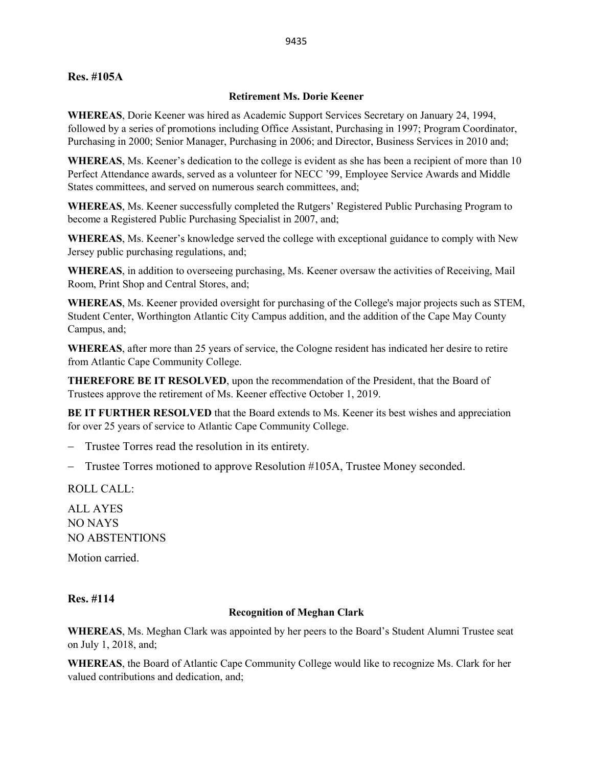**Res. #105A**

**Retirement Ms. Dorie Keener**

**WHEREAS**, Dorie Keener was hired as Academic Support Services Secretary on January 24, 1994, followed by a series of promotions including Office Assistant, Purchasing in 1997; Program Coordinator, Purchasing in 2000; Senior Manager, Purchasing in 2006; and Director, Business Services in 2010 and;

**WHEREAS**, Ms. Keener's dedication to the college is evident as she has been a recipient of more than 10 Perfect Attendance awards, served as a volunteer for NECC '99, Employee Service Awards and Middle States committees, and served on numerous search committees, and;

**WHEREAS**, Ms. Keener successfully completed the Rutgers' Registered Public Purchasing Program to become a Registered Public Purchasing Specialist in 2007, and;

**WHEREAS**, Ms. Keener's knowledge served the college with exceptional guidance to comply with New Jersey public purchasing regulations, and;

**WHEREAS**, in addition to overseeing purchasing, Ms. Keener oversaw the activities of Receiving, Mail Room, Print Shop and Central Stores, and;

**WHEREAS**, Ms. Keener provided oversight for purchasing of the College's major projects such as STEM, Student Center, Worthington Atlantic City Campus addition, and the addition of the Cape May County Campus, and;

**WHEREAS**, after more than 25 years of service, the Cologne resident has indicated her desire to retire from Atlantic Cape Community College.

**THEREFORE BE IT RESOLVED**, upon the recommendation of the President, that the Board of Trustees approve the retirement of Ms. Keener effective October 1, 2019.

**BE IT FURTHER RESOLVED** that the Board extends to Ms. Keener its best wishes and appreciation for over 25 years of service to Atlantic Cape Community College.

- Trustee Torres read the resolution in its entirety.
- Trustee Torres motioned to approve Resolution #105A, Trustee Money seconded.

ROLL CALL:

ALL AYES
NO NAYS
NO ABSTENTIONS

Motion carried.

**Res. #114**

**Recognition of Meghan Clark**

**WHEREAS**, Ms. Meghan Clark was appointed by her peers to the Board's Student Alumni Trustee seat on July 1, 2018, and;

**WHEREAS**, the Board of Atlantic Cape Community College would like to recognize Ms. Clark for her valued contributions and dedication, and;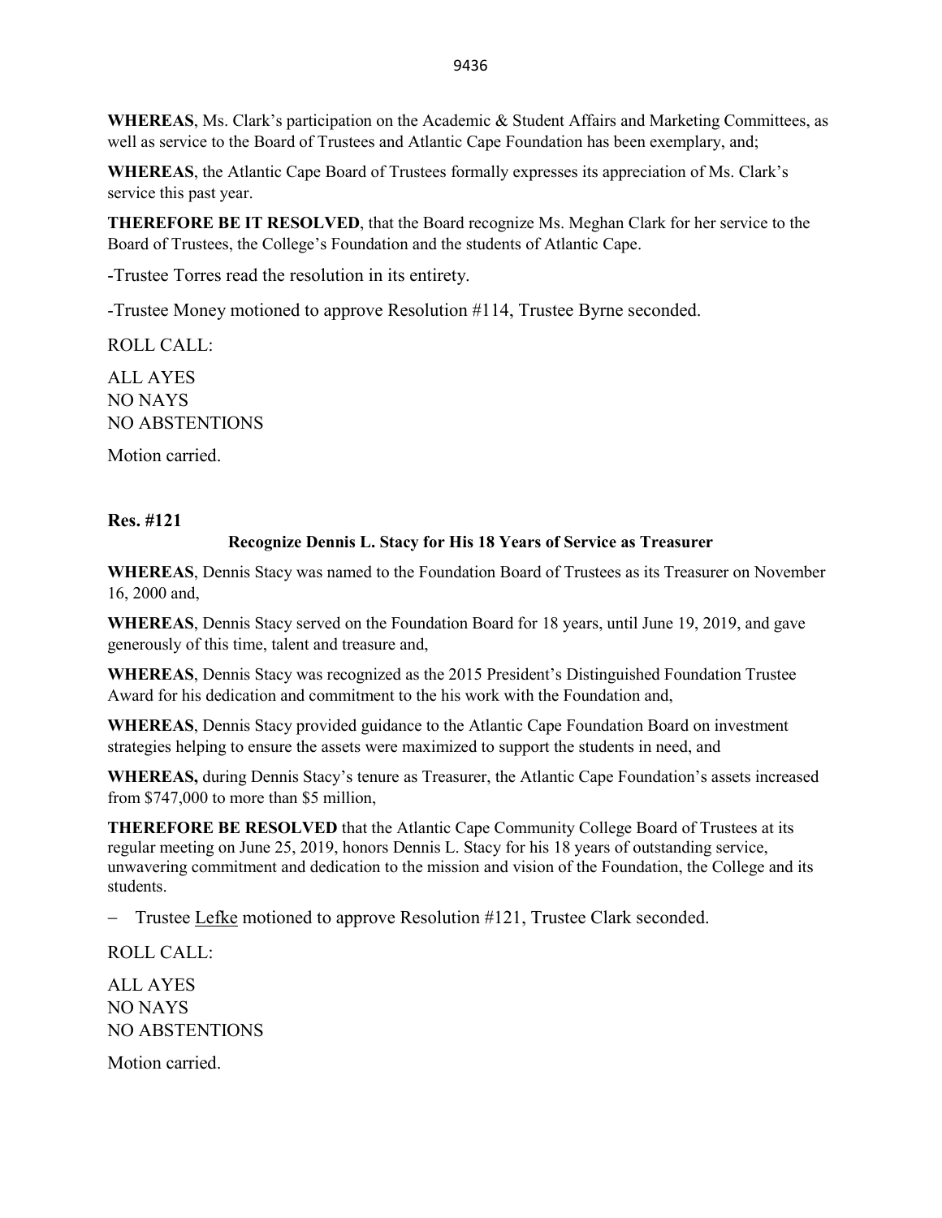**WHEREAS**, Ms. Clark's participation on the Academic & Student Affairs and Marketing Committees, as well as service to the Board of Trustees and Atlantic Cape Foundation has been exemplary, and;

**WHEREAS**, the Atlantic Cape Board of Trustees formally expresses its appreciation of Ms. Clark's service this past year.

**THEREFORE BE IT RESOLVED**, that the Board recognize Ms. Meghan Clark for her service to the Board of Trustees, the College's Foundation and the students of Atlantic Cape.

-Trustee Torres read the resolution in its entirety.

-Trustee Money motioned to approve Resolution #114, Trustee Byrne seconded.

ROLL CALL:

ALL AYES
NO NAYS
NO ABSTENTIONS

Motion carried.

**Res. #121**

**Recognize Dennis L. Stacy for His 18 Years of Service as Treasurer**

**WHEREAS**, Dennis Stacy was named to the Foundation Board of Trustees as its Treasurer on November 16, 2000 and,

**WHEREAS**, Dennis Stacy served on the Foundation Board for 18 years, until June 19, 2019, and gave generously of this time, talent and treasure and,

**WHEREAS**, Dennis Stacy was recognized as the 2015 President's Distinguished Foundation Trustee Award for his dedication and commitment to the his work with the Foundation and,

**WHEREAS**, Dennis Stacy provided guidance to the Atlantic Cape Foundation Board on investment strategies helping to ensure the assets were maximized to support the students in need, and

**WHEREAS,** during Dennis Stacy's tenure as Treasurer, the Atlantic Cape Foundation's assets increased from $747,000 to more than $5 million,

**THEREFORE BE RESOLVED** that the Atlantic Cape Community College Board of Trustees at its regular meeting on June 25, 2019, honors Dennis L. Stacy for his 18 years of outstanding service, unwavering commitment and dedication to the mission and vision of the Foundation, the College and its students.

- Trustee Lefke motioned to approve Resolution #121, Trustee Clark seconded.

ROLL CALL:

ALL AYES
NO NAYS
NO ABSTENTIONS

Motion carried.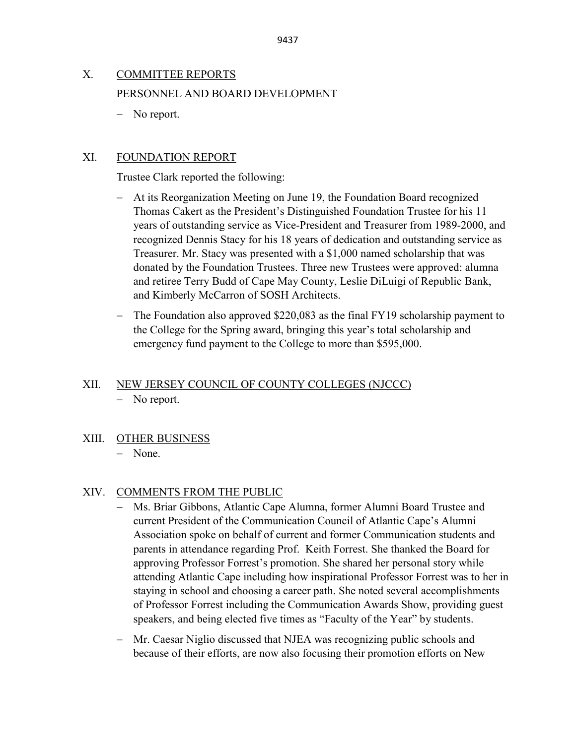## X. COMMITTEE REPORTS

PERSONNEL AND BOARD DEVELOPMENT

- No report.

## XI. FOUNDATION REPORT

Trustee Clark reported the following:

- At its Reorganization Meeting on June 19, the Foundation Board recognized Thomas Cakert as the President's Distinguished Foundation Trustee for his 11 years of outstanding service as Vice-President and Treasurer from 1989-2000, and recognized Dennis Stacy for his 18 years of dedication and outstanding service as Treasurer. Mr. Stacy was presented with a $1,000 named scholarship that was donated by the Foundation Trustees. Three new Trustees were approved: alumna and retiree Terry Budd of Cape May County, Leslie DiLuigi of Republic Bank, and Kimberly McCarron of SOSH Architects.
- The Foundation also approved $220,083 as the final FY19 scholarship payment to the College for the Spring award, bringing this year's total scholarship and emergency fund payment to the College to more than $595,000.

## XII. NEW JERSEY COUNCIL OF COUNTY COLLEGES (NJCCC)

- No report.

## XIII. OTHER BUSINESS

- None.

## XIV. COMMENTS FROM THE PUBLIC

- Ms. Briar Gibbons, Atlantic Cape Alumna, former Alumni Board Trustee and current President of the Communication Council of Atlantic Cape's Alumni Association spoke on behalf of current and former Communication students and parents in attendance regarding Prof. Keith Forrest. She thanked the Board for approving Professor Forrest's promotion. She shared her personal story while attending Atlantic Cape including how inspirational Professor Forrest was to her in staying in school and choosing a career path. She noted several accomplishments of Professor Forrest including the Communication Awards Show, providing guest speakers, and being elected five times as "Faculty of the Year" by students.
- Mr. Caesar Niglio discussed that NJEA was recognizing public schools and because of their efforts, are now also focusing their promotion efforts on New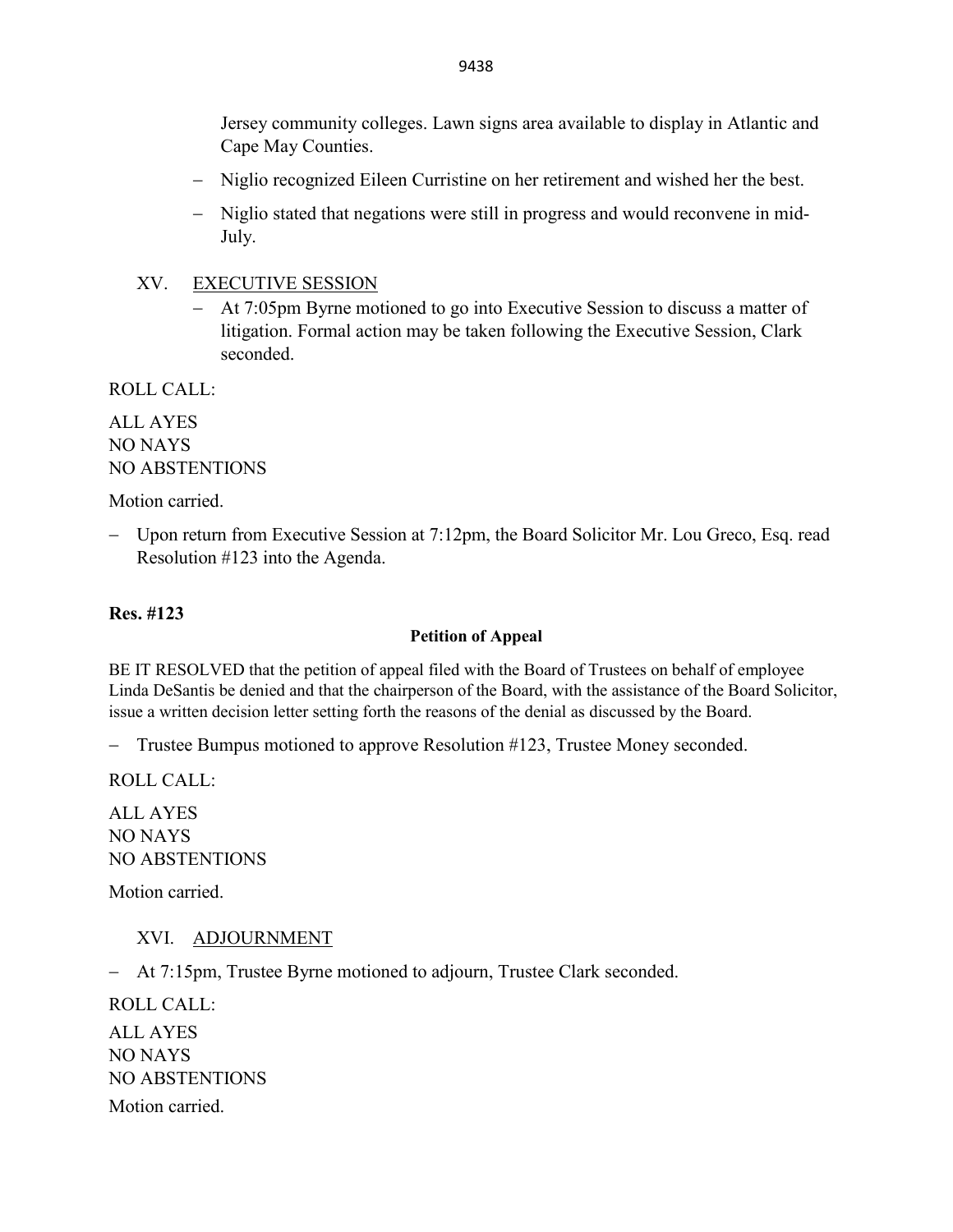Jersey community colleges. Lawn signs area available to display in Atlantic and Cape May Counties.

- Niglio recognized Eileen Curristine on her retirement and wished her the best.
- Niglio stated that negations were still in progress and would reconvene in mid-July.

XV. EXECUTIVE SESSION

- At 7:05pm Byrne motioned to go into Executive Session to discuss a matter of litigation. Formal action may be taken following the Executive Session, Clark seconded.

ROLL CALL:

ALL AYES
NO NAYS
NO ABSTENTIONS

Motion carried.

- Upon return from Executive Session at 7:12pm, the Board Solicitor Mr. Lou Greco, Esq. read Resolution #123 into the Agenda.

**Res. #123**

**Petition of Appeal**

BE IT RESOLVED that the petition of appeal filed with the Board of Trustees on behalf of employee Linda DeSantis be denied and that the chairperson of the Board, with the assistance of the Board Solicitor, issue a written decision letter setting forth the reasons of the denial as discussed by the Board.

- Trustee Bumpus motioned to approve Resolution #123, Trustee Money seconded.

ROLL CALL:

ALL AYES
NO NAYS
NO ABSTENTIONS

Motion carried.

XVI. ADJOURNMENT

- At 7:15pm, Trustee Byrne motioned to adjourn, Trustee Clark seconded.

ROLL CALL:

ALL AYES
NO NAYS
NO ABSTENTIONS

Motion carried.